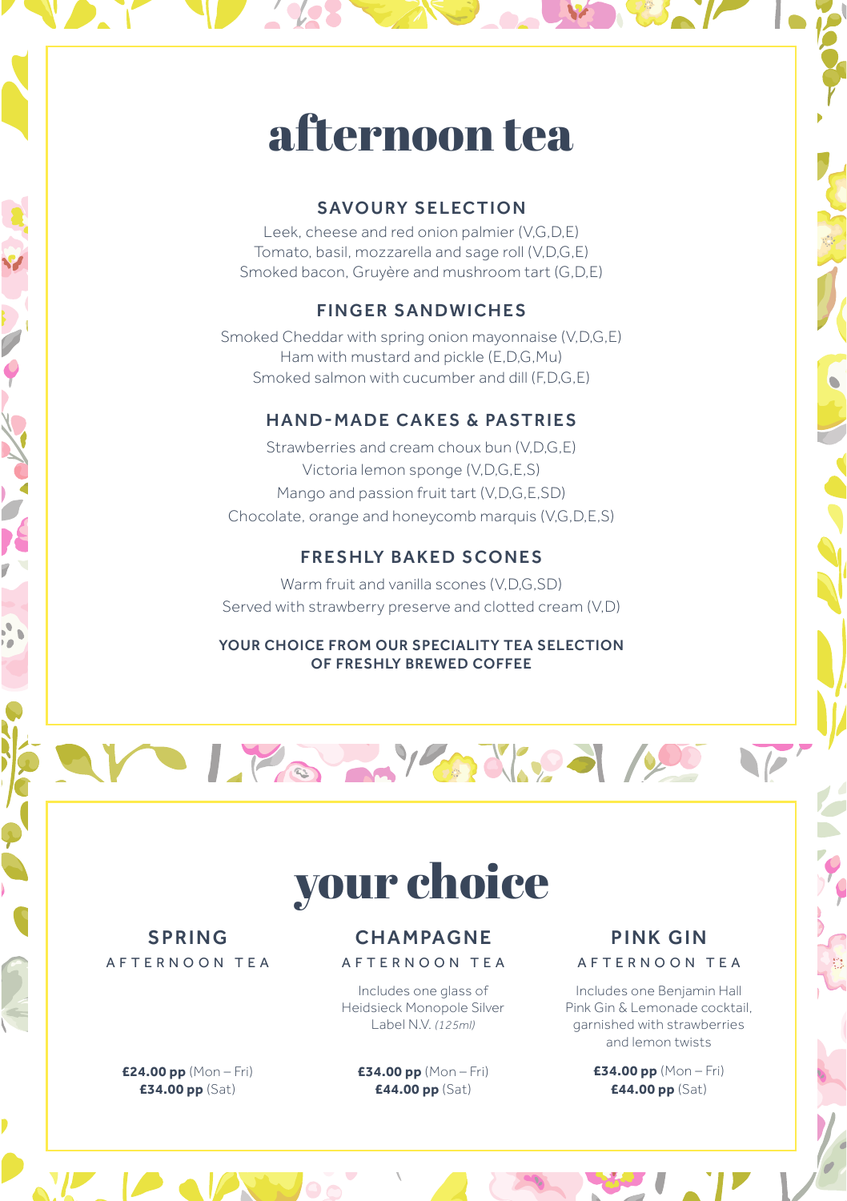# afternoon tea

## SAVOURY SELECTION

Leek, cheese and red onion palmier (V,G,D,E)
Tomato, basil, mozzarella and sage roll (V,D,G,E)
Smoked bacon, Gruyère and mushroom tart (G,D,E)

## FINGER SANDWICHES

Smoked Cheddar with spring onion mayonnaise (V,D,G,E)
Ham with mustard and pickle (E,D,G,Mu)
Smoked salmon with cucumber and dill (F,D,G,E)

## HAND-MADE CAKES & PASTRIES

Strawberries and cream choux bun (V,D,G,E)
Victoria lemon sponge (V,D,G,E,S)
Mango and passion fruit tart (V,D,G,E,SD)
Chocolate, orange and honeycomb marquis (V,G,D,E,S)

## FRESHLY BAKED SCONES

Warm fruit and vanilla scones (V,D,G,SD)
Served with strawberry preserve and clotted cream (V,D)

**YOUR CHOICE FROM OUR SPECIALITY TEA SELECTION OF FRESHLY BREWED COFFEE**

# your choice

## SPRING AFTERNOON TEA

**£24.00 pp** (Mon – Fri)
**£34.00 pp** (Sat)

## CHAMPAGNE AFTERNOON TEA

Includes one glass of Heidsieck Monopole Silver Label N.V. *(125ml)*

**£34.00 pp** (Mon – Fri)
**£44.00 pp** (Sat)

## PINK GIN AFTERNOON TEA

Includes one Benjamin Hall Pink Gin & Lemonade cocktail, garnished with strawberries and lemon twists

**£34.00 pp** (Mon – Fri)
**£44.00 pp** (Sat)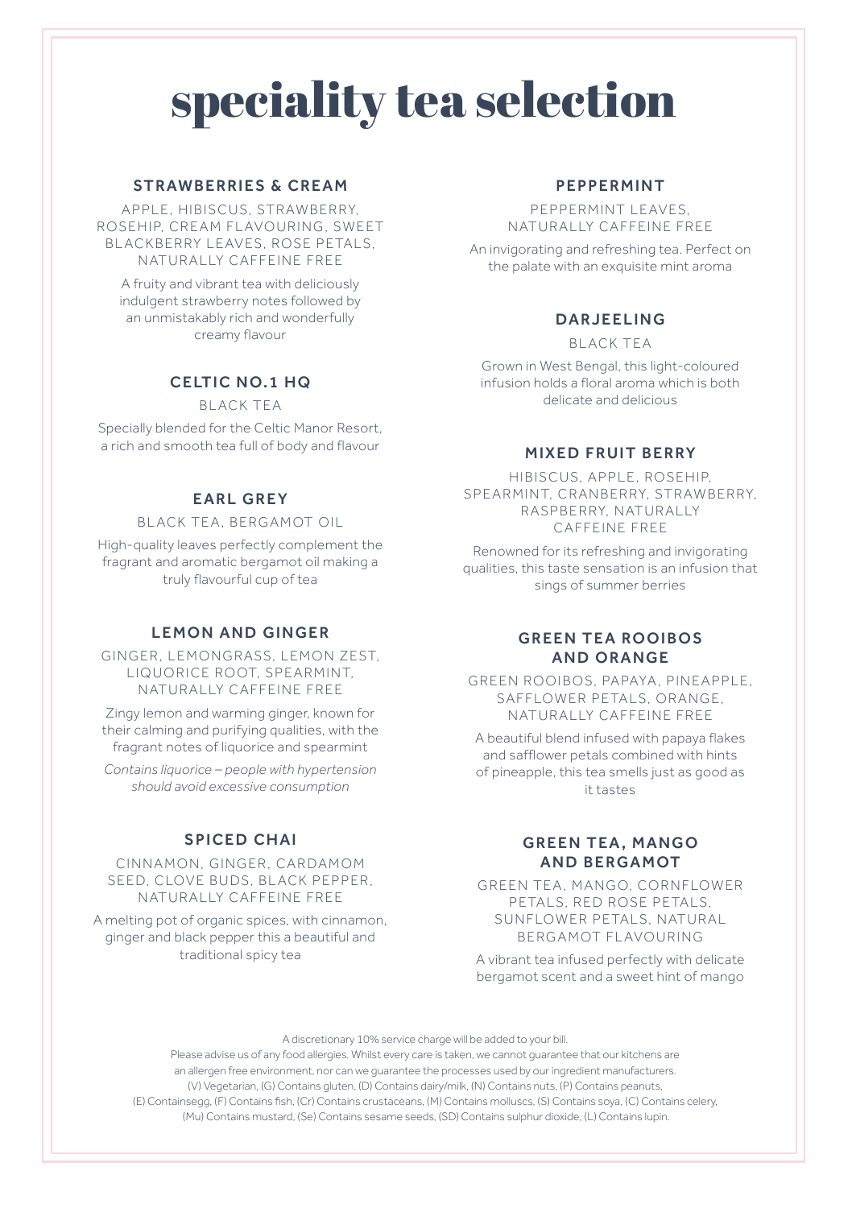# speciality tea selection

## STRAWBERRIES & CREAM

APPLE, HIBISCUS, STRAWBERRY, ROSEHIP, CREAM FLAVOURING, SWEET BLACKBERRY LEAVES, ROSE PETALS, NATURALLY CAFFEINE FREE

A fruity and vibrant tea with deliciously indulgent strawberry notes followed by an unmistakably rich and wonderfully creamy flavour

## CELTIC NO.1 HQ

BLACK TEA

Specially blended for the Celtic Manor Resort, a rich and smooth tea full of body and flavour

## EARL GREY

BLACK TEA, BERGAMOT OIL

High-quality leaves perfectly complement the fragrant and aromatic bergamot oil making a truly flavourful cup of tea

## LEMON AND GINGER

GINGER, LEMONGRASS, LEMON ZEST, LIQUORICE ROOT, SPEARMINT, NATURALLY CAFFEINE FREE

Zingy lemon and warming ginger, known for their calming and purifying qualities, with the fragrant notes of liquorice and spearmint

*Contains liquorice – people with hypertension should avoid excessive consumption*

## SPICED CHAI

CINNAMON, GINGER, CARDAMOM SEED, CLOVE BUDS, BLACK PEPPER, NATURALLY CAFFEINE FREE

A melting pot of organic spices, with cinnamon, ginger and black pepper this a beautiful and traditional spicy tea

## PEPPERMINT

PEPPERMINT LEAVES, NATURALLY CAFFEINE FREE

An invigorating and refreshing tea. Perfect on the palate with an exquisite mint aroma

## DARJEELING

BLACK TEA

Grown in West Bengal, this light-coloured infusion holds a floral aroma which is both delicate and delicious

## MIXED FRUIT BERRY

HIBISCUS, APPLE, ROSEHIP, SPEARMINT, CRANBERRY, STRAWBERRY, RASPBERRY, NATURALLY CAFFEINE FREE

Renowned for its refreshing and invigorating qualities, this taste sensation is an infusion that sings of summer berries

## GREEN TEA ROOIBOS AND ORANGE

GREEN ROOIBOS, PAPAYA, PINEAPPLE, SAFFLOWER PETALS, ORANGE, NATURALLY CAFFEINE FREE

A beautiful blend infused with papaya flakes and safflower petals combined with hints of pineapple, this tea smells just as good as it tastes

## GREEN TEA, MANGO AND BERGAMOT

GREEN TEA, MANGO, CORNFLOWER PETALS, RED ROSE PETALS, SUNFLOWER PETALS, NATURAL BERGAMOT FLAVOURING

A vibrant tea infused perfectly with delicate bergamot scent and a sweet hint of mango

A discretionary 10% service charge will be added to your bill.
Please advise us of any food allergies. Whilst every care is taken, we cannot guarantee that our kitchens are an allergen free environment, nor can we guarantee the processes used by our ingredient manufacturers.
(V) Vegetarian, (G) Contains gluten, (D) Contains dairy/milk, (N) Contains nuts, (P) Contains peanuts, (E) Containsegg, (F) Contains fish, (Cr) Contains crustaceans, (M) Contains molluscs, (S) Contains soya, (C) Contains celery, (Mu) Contains mustard, (Se) Contains sesame seeds, (SD) Contains sulphur dioxide, (L) Contains lupin.